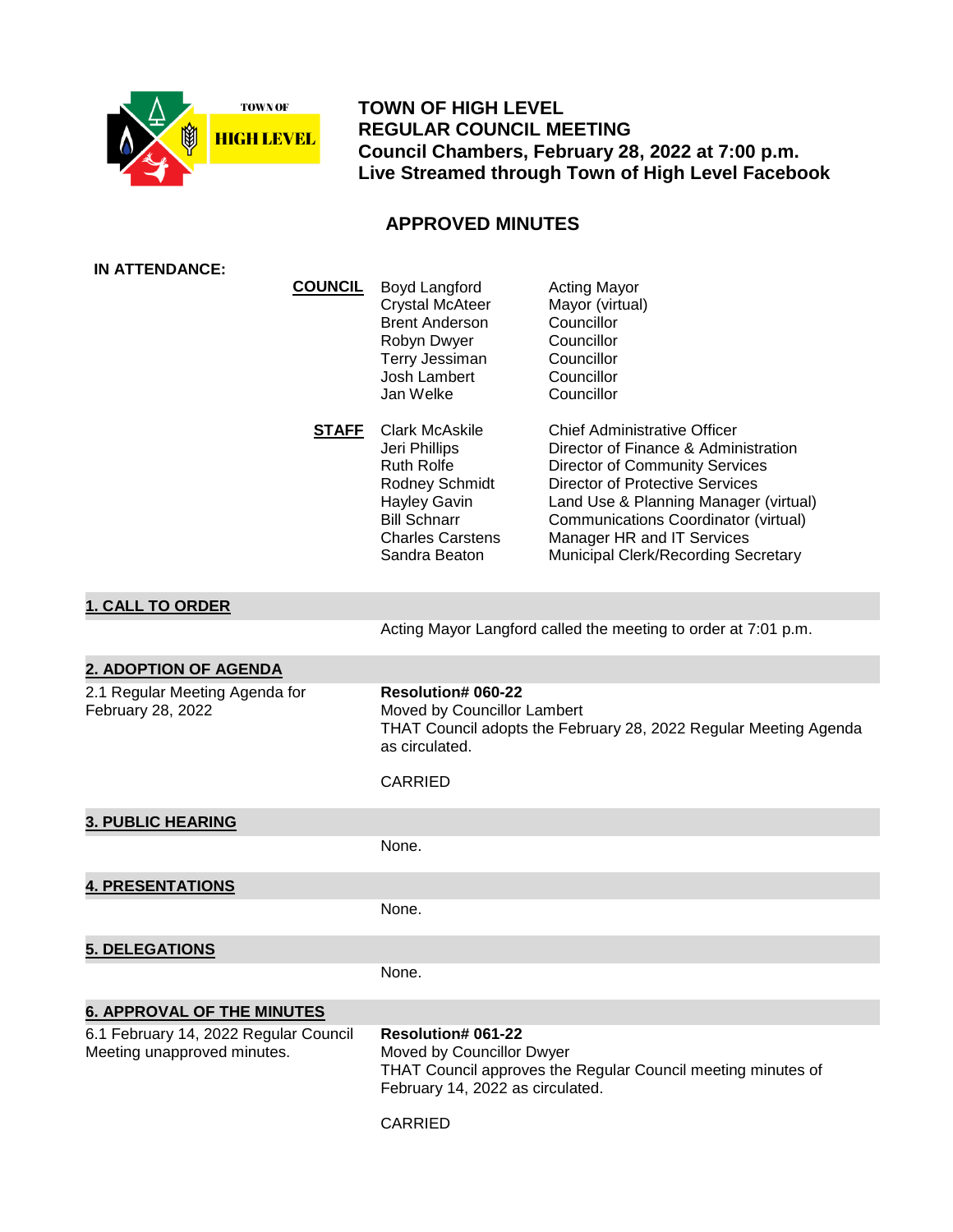# TOWN OF HIGH LEVEL
## REGULAR COUNCIL MEETING
**Council Chambers, February 28, 2022 at 7:00 p.m.**
**Live Streamed through Town of High Level Facebook**

## APPROVED MINUTES

**IN ATTENDANCE:**

| | | |
|---|---|---|
| **COUNCIL** | Boyd Langford | Acting Mayor |
| | Crystal McAteer | Mayor (virtual) |
| | Brent Anderson | Councillor |
| | Robyn Dwyer | Councillor |
| | Terry Jessiman | Councillor |
| | Josh Lambert | Councillor |
| | Jan Welke | Councillor |
| **STAFF** | Clark McAskile | Chief Administrative Officer |
| | Jeri Phillips | Director of Finance & Administration |
| | Ruth Rolfe | Director of Community Services |
| | Rodney Schmidt | Director of Protective Services |
| | Hayley Gavin | Land Use & Planning Manager (virtual) |
| | Bill Schnarr | Communications Coordinator (virtual) |
| | Charles Carstens | Manager HR and IT Services |
| | Sandra Beaton | Municipal Clerk/Recording Secretary |

### 1. CALL TO ORDER

Acting Mayor Langford called the meeting to order at 7:01 p.m.

### 2. ADOPTION OF AGENDA

2.1 Regular Meeting Agenda for February 28, 2022

**Resolution# 060-22**
Moved by Councillor Lambert
THAT Council adopts the February 28, 2022 Regular Meeting Agenda as circulated.

CARRIED

### 3. PUBLIC HEARING

None.

### 4. PRESENTATIONS

None.

### 5. DELEGATIONS

None.

### 6. APPROVAL OF THE MINUTES

6.1 February 14, 2022 Regular Council Meeting unapproved minutes.

**Resolution# 061-22**
Moved by Councillor Dwyer
THAT Council approves the Regular Council meeting minutes of February 14, 2022 as circulated.

CARRIED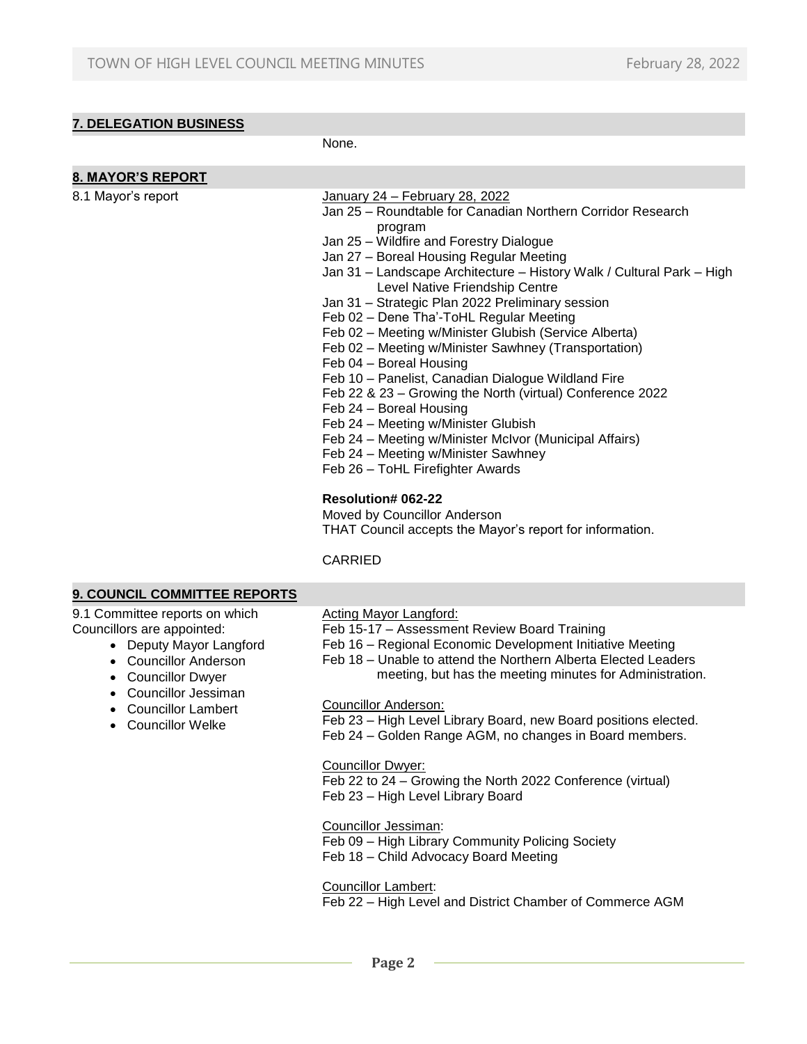## 7. DELEGATION BUSINESS

None.

## 8. MAYOR'S REPORT

8.1 Mayor's report

January 24 – February 28, 2022

- Jan 25 – Roundtable for Canadian Northern Corridor Research program
- Jan 25 – Wildfire and Forestry Dialogue
- Jan 27 – Boreal Housing Regular Meeting
- Jan 31 – Landscape Architecture – History Walk / Cultural Park – High Level Native Friendship Centre
- Jan 31 – Strategic Plan 2022 Preliminary session
- Feb 02 – Dene Tha'-ToHL Regular Meeting
- Feb 02 – Meeting w/Minister Glubish (Service Alberta)
- Feb 02 – Meeting w/Minister Sawhney (Transportation)
- Feb 04 – Boreal Housing
- Feb 10 – Panelist, Canadian Dialogue Wildland Fire
- Feb 22 & 23 – Growing the North (virtual) Conference 2022
- Feb 24 – Boreal Housing
- Feb 24 – Meeting w/Minister Glubish
- Feb 24 – Meeting w/Minister McIvor (Municipal Affairs)
- Feb 24 – Meeting w/Minister Sawhney
- Feb 26 – ToHL Firefighter Awards

**Resolution# 062-22**
Moved by Councillor Anderson
THAT Council accepts the Mayor's report for information.

CARRIED

## 9. COUNCIL COMMITTEE REPORTS

9.1 Committee reports on which Councillors are appointed:

- Deputy Mayor Langford
- Councillor Anderson
- Councillor Dwyer
- Councillor Jessiman
- Councillor Lambert
- Councillor Welke

Acting Mayor Langford:
- Feb 15-17 – Assessment Review Board Training
- Feb 16 – Regional Economic Development Initiative Meeting
- Feb 18 – Unable to attend the Northern Alberta Elected Leaders meeting, but has the meeting minutes for Administration.

Councillor Anderson:
- Feb 23 – High Level Library Board, new Board positions elected.
- Feb 24 – Golden Range AGM, no changes in Board members.

Councillor Dwyer:
- Feb 22 to 24 – Growing the North 2022 Conference (virtual)
- Feb 23 – High Level Library Board

Councillor Jessiman:
- Feb 09 – High Library Community Policing Society
- Feb 18 – Child Advocacy Board Meeting

Councillor Lambert:
- Feb 22 – High Level and District Chamber of Commerce AGM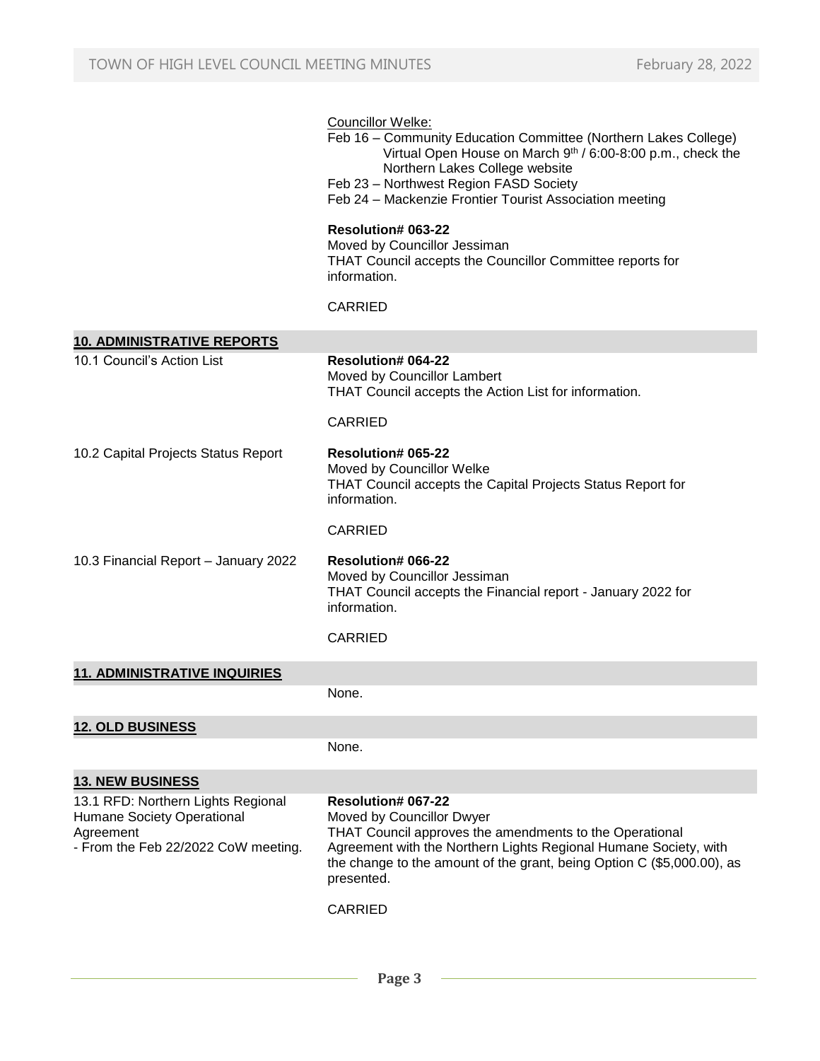Councillor Welke:

Feb 16 – Community Education Committee (Northern Lakes College) Virtual Open House on March 9th / 6:00-8:00 p.m., check the Northern Lakes College website

Feb 23 – Northwest Region FASD Society

Feb 24 – Mackenzie Frontier Tourist Association meeting

**Resolution# 063-22**
Moved by Councillor Jessiman
THAT Council accepts the Councillor Committee reports for information.

CARRIED

## 10. ADMINISTRATIVE REPORTS

**10.1 Council's Action List**

**Resolution# 064-22**
Moved by Councillor Lambert
THAT Council accepts the Action List for information.

CARRIED

**10.2 Capital Projects Status Report**

**Resolution# 065-22**
Moved by Councillor Welke
THAT Council accepts the Capital Projects Status Report for information.

CARRIED

**10.3 Financial Report – January 2022**

**Resolution# 066-22**
Moved by Councillor Jessiman
THAT Council accepts the Financial report - January 2022 for information.

CARRIED

## 11. ADMINISTRATIVE INQUIRIES

None.

## 12. OLD BUSINESS

None.

## 13. NEW BUSINESS

**13.1 RFD: Northern Lights Regional Humane Society Operational Agreement**
- From the Feb 22/2022 CoW meeting.

**Resolution# 067-22**
Moved by Councillor Dwyer
THAT Council approves the amendments to the Operational Agreement with the Northern Lights Regional Humane Society, with the change to the amount of the grant, being Option C ($5,000.00), as presented.

CARRIED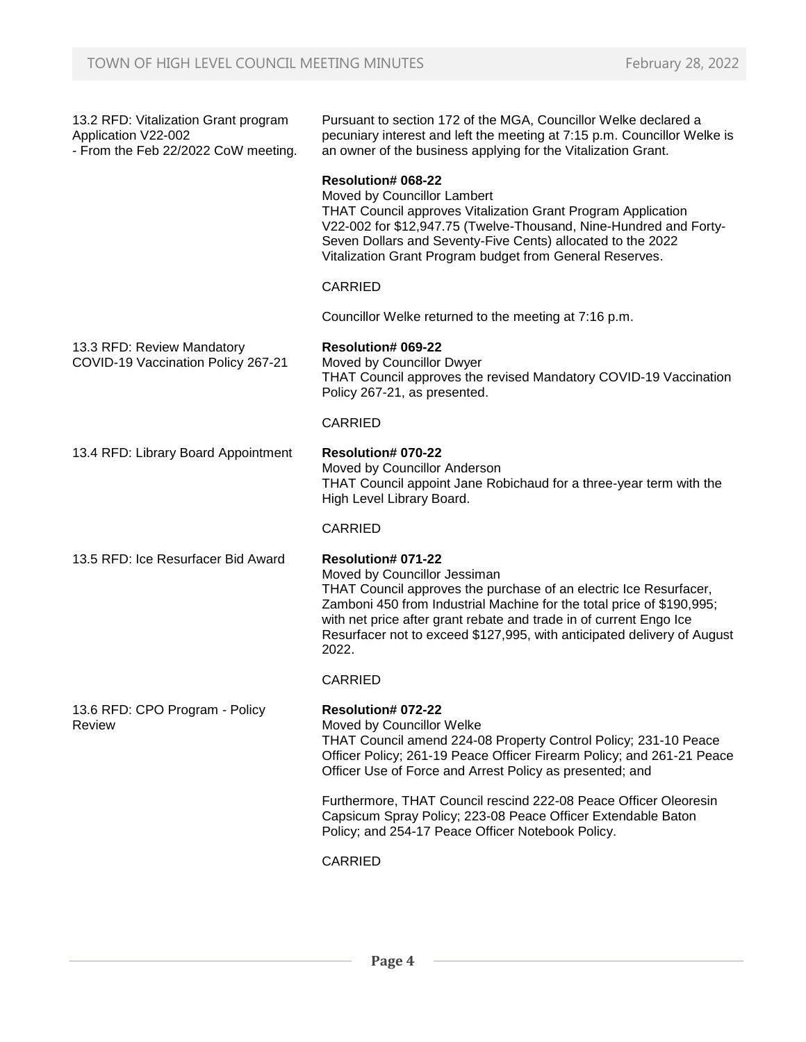**13.2 RFD: Vitalization Grant program Application V22-002**
**- From the Feb 22/2022 CoW meeting.**

Pursuant to section 172 of the MGA, Councillor Welke declared a pecuniary interest and left the meeting at 7:15 p.m. Councillor Welke is an owner of the business applying for the Vitalization Grant.

**Resolution# 068-22**
Moved by Councillor Lambert
THAT Council approves Vitalization Grant Program Application V22-002 for $12,947.75 (Twelve-Thousand, Nine-Hundred and Forty-Seven Dollars and Seventy-Five Cents) allocated to the 2022 Vitalization Grant Program budget from General Reserves.

CARRIED

Councillor Welke returned to the meeting at 7:16 p.m.

**13.3 RFD: Review Mandatory COVID-19 Vaccination Policy 267-21**

**Resolution# 069-22**
Moved by Councillor Dwyer
THAT Council approves the revised Mandatory COVID-19 Vaccination Policy 267-21, as presented.

CARRIED

**13.4 RFD: Library Board Appointment**

**Resolution# 070-22**
Moved by Councillor Anderson
THAT Council appoint Jane Robichaud for a three-year term with the High Level Library Board.

CARRIED

**13.5 RFD: Ice Resurfacer Bid Award**

**Resolution# 071-22**
Moved by Councillor Jessiman
THAT Council approves the purchase of an electric Ice Resurfacer, Zamboni 450 from Industrial Machine for the total price of $190,995; with net price after grant rebate and trade in of current Engo Ice Resurfacer not to exceed $127,995, with anticipated delivery of August 2022.

CARRIED

**13.6 RFD: CPO Program - Policy Review**

**Resolution# 072-22**
Moved by Councillor Welke
THAT Council amend 224-08 Property Control Policy; 231-10 Peace Officer Policy; 261-19 Peace Officer Firearm Policy; and 261-21 Peace Officer Use of Force and Arrest Policy as presented; and

Furthermore, THAT Council rescind 222-08 Peace Officer Oleoresin Capsicum Spray Policy; 223-08 Peace Officer Extendable Baton Policy; and 254-17 Peace Officer Notebook Policy.

CARRIED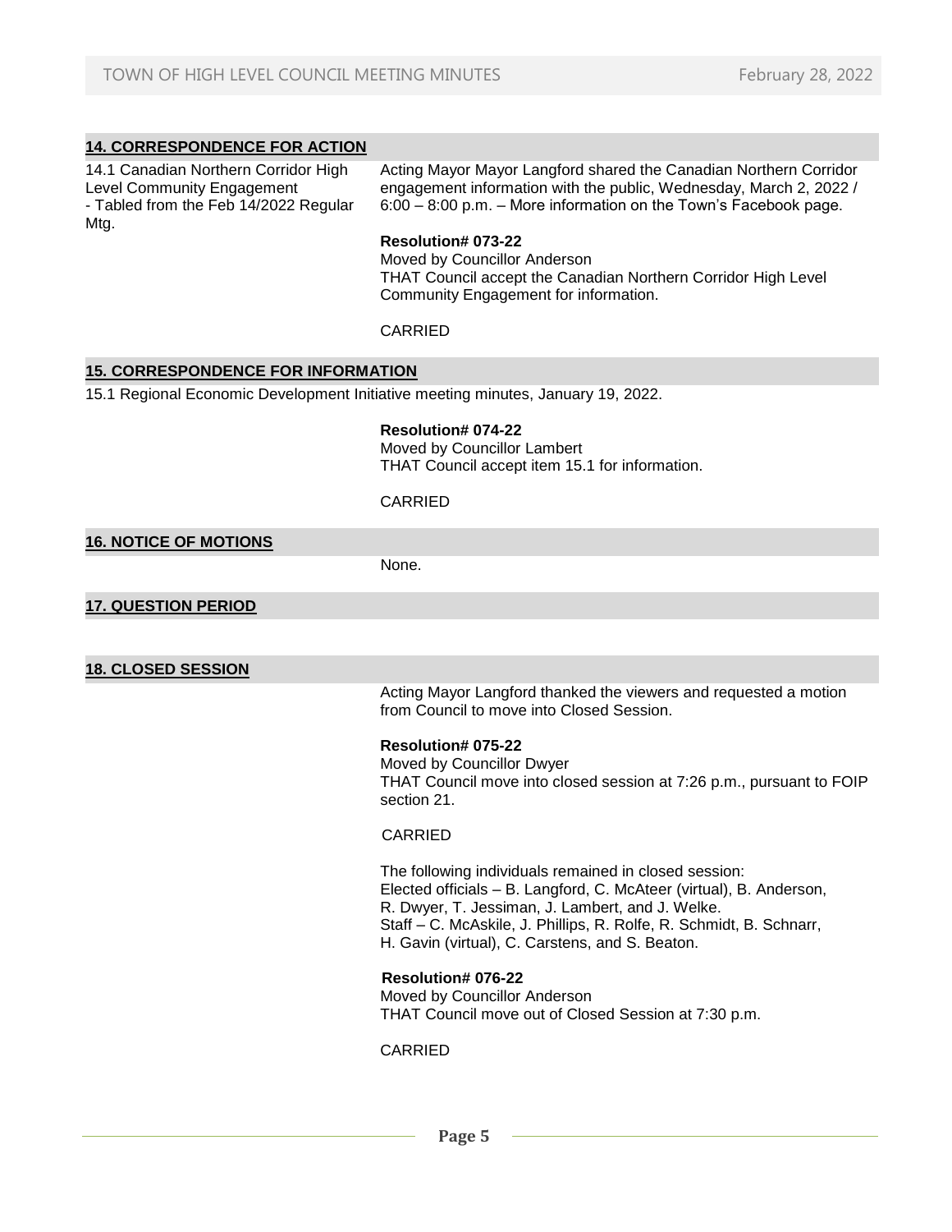## 14. CORRESPONDENCE FOR ACTION

14.1 Canadian Northern Corridor High Level Community Engagement - Tabled from the Feb 14/2022 Regular Mtg.

Acting Mayor Mayor Langford shared the Canadian Northern Corridor engagement information with the public, Wednesday, March 2, 2022 / 6:00 – 8:00 p.m. – More information on the Town's Facebook page.

**Resolution# 073-22**
Moved by Councillor Anderson
THAT Council accept the Canadian Northern Corridor High Level Community Engagement for information.

CARRIED

## 15. CORRESPONDENCE FOR INFORMATION

15.1 Regional Economic Development Initiative meeting minutes, January 19, 2022.

**Resolution# 074-22**
Moved by Councillor Lambert
THAT Council accept item 15.1 for information.

CARRIED

## 16. NOTICE OF MOTIONS

None.

## 17. QUESTION PERIOD

## 18. CLOSED SESSION

Acting Mayor Langford thanked the viewers and requested a motion from Council to move into Closed Session.

**Resolution# 075-22**
Moved by Councillor Dwyer
THAT Council move into closed session at 7:26 p.m., pursuant to FOIP section 21.

CARRIED

The following individuals remained in closed session:
Elected officials – B. Langford, C. McAteer (virtual), B. Anderson, R. Dwyer, T. Jessiman, J. Lambert, and J. Welke.
Staff – C. McAskile, J. Phillips, R. Rolfe, R. Schmidt, B. Schnarr, H. Gavin (virtual), C. Carstens, and S. Beaton.

**Resolution# 076-22**
Moved by Councillor Anderson
THAT Council move out of Closed Session at 7:30 p.m.

CARRIED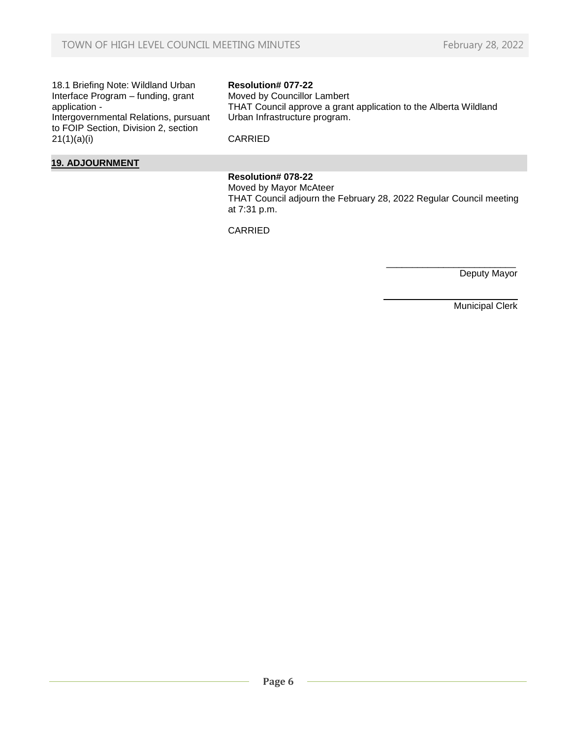18.1 Briefing Note: Wildland Urban Interface Program – funding, grant application - Intergovernmental Relations, pursuant to FOIP Section, Division 2, section 21(1)(a)(i)

**Resolution# 077-22**
Moved by Councillor Lambert
THAT Council approve a grant application to the Alberta Wildland Urban Infrastructure program.

CARRIED

## 19. ADJOURNMENT

**Resolution# 078-22**
Moved by Mayor McAteer
THAT Council adjourn the February 28, 2022 Regular Council meeting at 7:31 p.m.

CARRIED

\_\_\_\_\_\_\_\_\_\_\_\_\_\_\_\_\_\_\_\_\_\_\_\_\_
Deputy Mayor

\_\_\_\_\_\_\_\_\_\_\_\_\_\_\_\_\_\_\_\_\_\_\_\_\_
Municipal Clerk